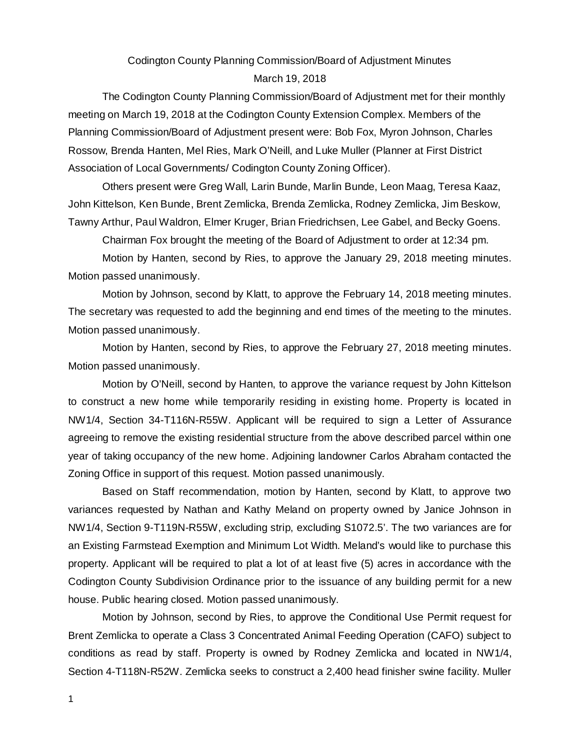Codington County Planning Commission/Board of Adjustment Minutes

March 19, 2018

The Codington County Planning Commission/Board of Adjustment met for their monthly meeting on March 19, 2018 at the Codington County Extension Complex. Members of the Planning Commission/Board of Adjustment present were: Bob Fox, Myron Johnson, Charles Rossow, Brenda Hanten, Mel Ries, Mark O'Neill, and Luke Muller (Planner at First District Association of Local Governments/ Codington County Zoning Officer).

Others present were Greg Wall, Larin Bunde, Marlin Bunde, Leon Maag, Teresa Kaaz, John Kittelson, Ken Bunde, Brent Zemlicka, Brenda Zemlicka, Rodney Zemlicka, Jim Beskow, Tawny Arthur, Paul Waldron, Elmer Kruger, Brian Friedrichsen, Lee Gabel, and Becky Goens.

Chairman Fox brought the meeting of the Board of Adjustment to order at 12:34 pm.

Motion by Hanten, second by Ries, to approve the January 29, 2018 meeting minutes. Motion passed unanimously.

Motion by Johnson, second by Klatt, to approve the February 14, 2018 meeting minutes. The secretary was requested to add the beginning and end times of the meeting to the minutes. Motion passed unanimously.

Motion by Hanten, second by Ries, to approve the February 27, 2018 meeting minutes. Motion passed unanimously.

Motion by O'Neill, second by Hanten, to approve the variance request by John Kittelson to construct a new home while temporarily residing in existing home. Property is located in NW1/4, Section 34-T116N-R55W. Applicant will be required to sign a Letter of Assurance agreeing to remove the existing residential structure from the above described parcel within one year of taking occupancy of the new home. Adjoining landowner Carlos Abraham contacted the Zoning Office in support of this request. Motion passed unanimously.

Based on Staff recommendation, motion by Hanten, second by Klatt, to approve two variances requested by Nathan and Kathy Meland on property owned by Janice Johnson in NW1/4, Section 9-T119N-R55W, excluding strip, excluding S1072.5'. The two variances are for an Existing Farmstead Exemption and Minimum Lot Width. Meland's would like to purchase this property. Applicant will be required to plat a lot of at least five (5) acres in accordance with the Codington County Subdivision Ordinance prior to the issuance of any building permit for a new house. Public hearing closed. Motion passed unanimously.

Motion by Johnson, second by Ries, to approve the Conditional Use Permit request for Brent Zemlicka to operate a Class 3 Concentrated Animal Feeding Operation (CAFO) subject to conditions as read by staff. Property is owned by Rodney Zemlicka and located in NW1/4, Section 4-T118N-R52W. Zemlicka seeks to construct a 2,400 head finisher swine facility. Muller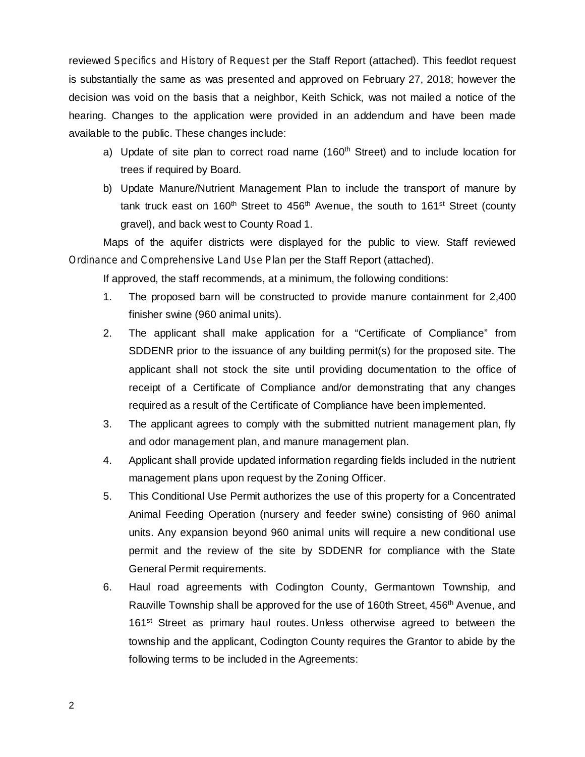reviewed *Specifics and History of Request* per the Staff Report (attached). This feedlot request is substantially the same as was presented and approved on February 27, 2018; however the decision was void on the basis that a neighbor, Keith Schick, was not mailed a notice of the hearing. Changes to the application were provided in an addendum and have been made available to the public. These changes include:

a) Update of site plan to correct road name (160th Street) and to include location for trees if required by Board.

b) Update Manure/Nutrient Management Plan to include the transport of manure by tank truck east on 160th Street to 456th Avenue, the south to 161st Street (county gravel), and back west to County Road 1.

Maps of the aquifer districts were displayed for the public to view. Staff reviewed *Ordinance and Comprehensive Land Use Plan* per the Staff Report (attached).

If approved, the staff recommends, at a minimum, the following conditions:

1. The proposed barn will be constructed to provide manure containment for 2,400 finisher swine (960 animal units).
2. The applicant shall make application for a "Certificate of Compliance" from SDDENR prior to the issuance of any building permit(s) for the proposed site. The applicant shall not stock the site until providing documentation to the office of receipt of a Certificate of Compliance and/or demonstrating that any changes required as a result of the Certificate of Compliance have been implemented.
3. The applicant agrees to comply with the submitted nutrient management plan, fly and odor management plan, and manure management plan.
4. Applicant shall provide updated information regarding fields included in the nutrient management plans upon request by the Zoning Officer.
5. This Conditional Use Permit authorizes the use of this property for a Concentrated Animal Feeding Operation (nursery and feeder swine) consisting of 960 animal units. Any expansion beyond 960 animal units will require a new conditional use permit and the review of the site by SDDENR for compliance with the State General Permit requirements.
6. Haul road agreements with Codington County, Germantown Township, and Rauville Township shall be approved for the use of 160th Street, 456th Avenue, and 161st Street as primary haul routes. Unless otherwise agreed to between the township and the applicant, Codington County requires the Grantor to abide by the following terms to be included in the Agreements: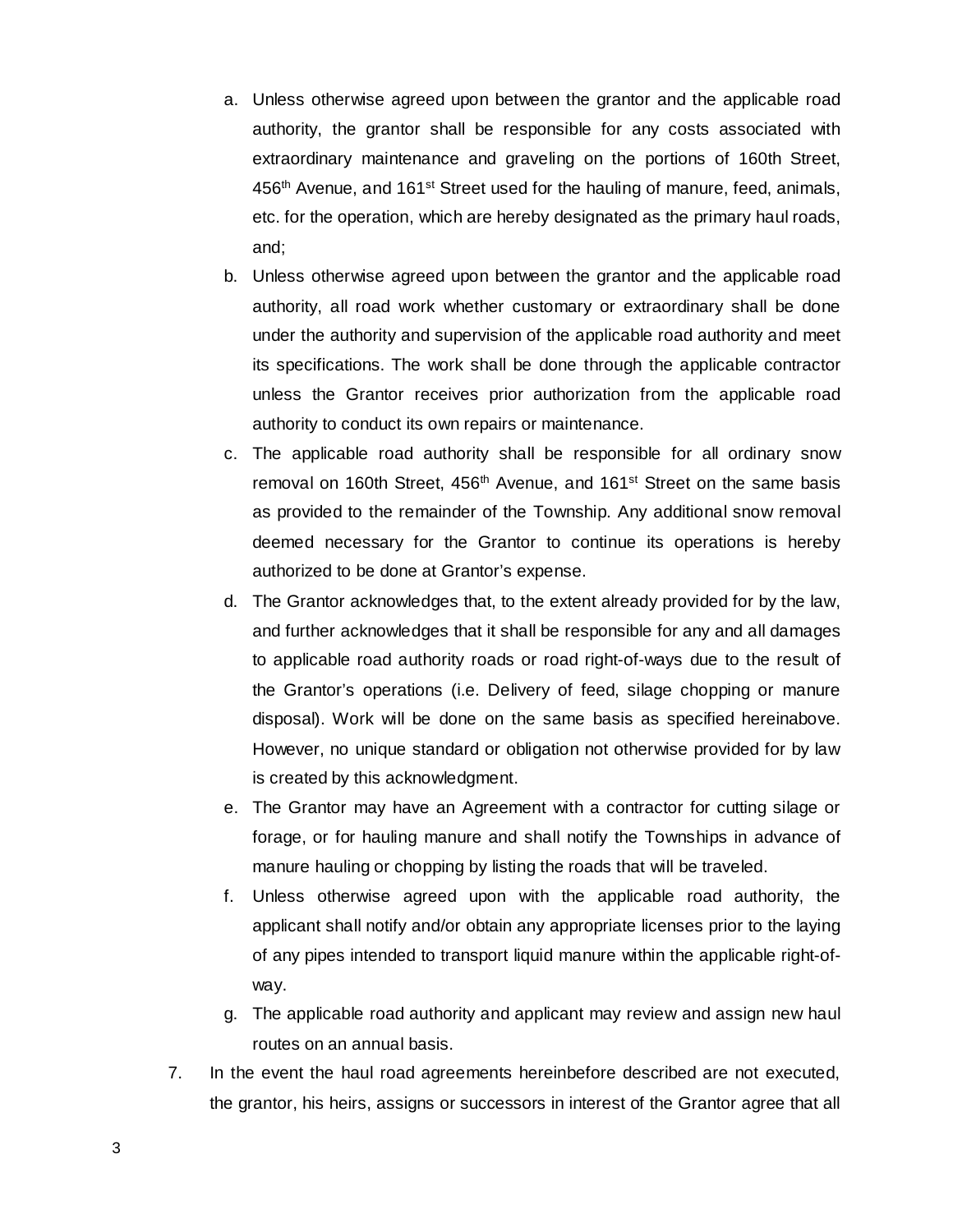a. Unless otherwise agreed upon between the grantor and the applicable road authority, the grantor shall be responsible for any costs associated with extraordinary maintenance and graveling on the portions of 160th Street, 456th Avenue, and 161st Street used for the hauling of manure, feed, animals, etc. for the operation, which are hereby designated as the primary haul roads, and;
b. Unless otherwise agreed upon between the grantor and the applicable road authority, all road work whether customary or extraordinary shall be done under the authority and supervision of the applicable road authority and meet its specifications. The work shall be done through the applicable contractor unless the Grantor receives prior authorization from the applicable road authority to conduct its own repairs or maintenance.
c. The applicable road authority shall be responsible for all ordinary snow removal on 160th Street, 456th Avenue, and 161st Street on the same basis as provided to the remainder of the Township. Any additional snow removal deemed necessary for the Grantor to continue its operations is hereby authorized to be done at Grantor's expense.
d. The Grantor acknowledges that, to the extent already provided for by the law, and further acknowledges that it shall be responsible for any and all damages to applicable road authority roads or road right-of-ways due to the result of the Grantor's operations (i.e. Delivery of feed, silage chopping or manure disposal). Work will be done on the same basis as specified hereinabove. However, no unique standard or obligation not otherwise provided for by law is created by this acknowledgment.
e. The Grantor may have an Agreement with a contractor for cutting silage or forage, or for hauling manure and shall notify the Townships in advance of manure hauling or chopping by listing the roads that will be traveled.
f. Unless otherwise agreed upon with the applicable road authority, the applicant shall notify and/or obtain any appropriate licenses prior to the laying of any pipes intended to transport liquid manure within the applicable right-of-way.
g. The applicable road authority and applicant may review and assign new haul routes on an annual basis.

7. In the event the haul road agreements hereinbefore described are not executed, the grantor, his heirs, assigns or successors in interest of the Grantor agree that all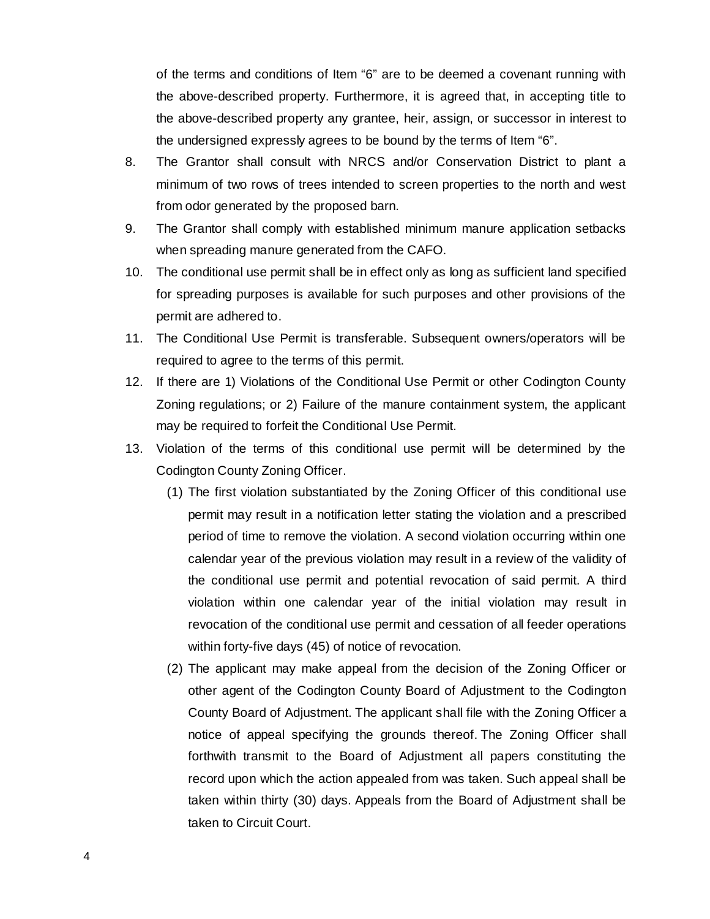of the terms and conditions of Item "6" are to be deemed a covenant running with the above-described property. Furthermore, it is agreed that, in accepting title to the above-described property any grantee, heir, assign, or successor in interest to the undersigned expressly agrees to be bound by the terms of Item "6".

8. The Grantor shall consult with NRCS and/or Conservation District to plant a minimum of two rows of trees intended to screen properties to the north and west from odor generated by the proposed barn.
9. The Grantor shall comply with established minimum manure application setbacks when spreading manure generated from the CAFO.
10. The conditional use permit shall be in effect only as long as sufficient land specified for spreading purposes is available for such purposes and other provisions of the permit are adhered to.
11. The Conditional Use Permit is transferable. Subsequent owners/operators will be required to agree to the terms of this permit.
12. If there are 1) Violations of the Conditional Use Permit or other Codington County Zoning regulations; or 2) Failure of the manure containment system, the applicant may be required to forfeit the Conditional Use Permit.
13. Violation of the terms of this conditional use permit will be determined by the Codington County Zoning Officer.
    (1) The first violation substantiated by the Zoning Officer of this conditional use permit may result in a notification letter stating the violation and a prescribed period of time to remove the violation. A second violation occurring within one calendar year of the previous violation may result in a review of the validity of the conditional use permit and potential revocation of said permit. A third violation within one calendar year of the initial violation may result in revocation of the conditional use permit and cessation of all feeder operations within forty-five days (45) of notice of revocation.
    (2) The applicant may make appeal from the decision of the Zoning Officer or other agent of the Codington County Board of Adjustment to the Codington County Board of Adjustment. The applicant shall file with the Zoning Officer a notice of appeal specifying the grounds thereof. The Zoning Officer shall forthwith transmit to the Board of Adjustment all papers constituting the record upon which the action appealed from was taken. Such appeal shall be taken within thirty (30) days. Appeals from the Board of Adjustment shall be taken to Circuit Court.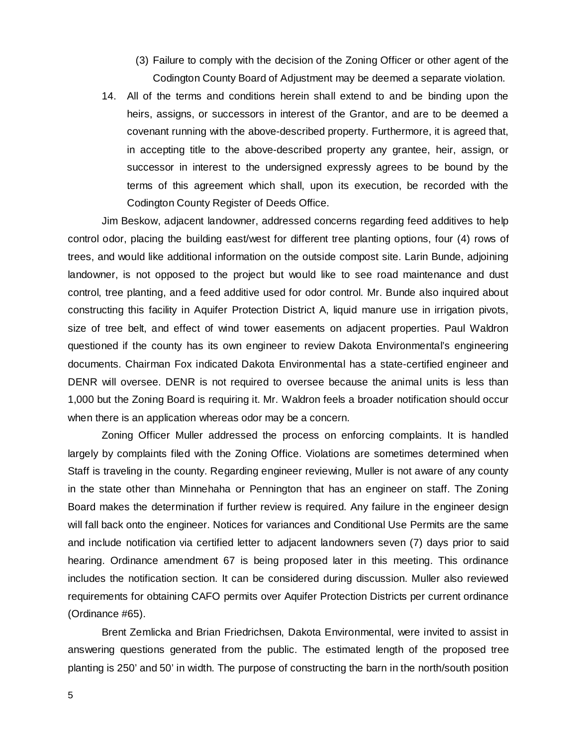(3) Failure to comply with the decision of the Zoning Officer or other agent of the Codington County Board of Adjustment may be deemed a separate violation.

14. All of the terms and conditions herein shall extend to and be binding upon the heirs, assigns, or successors in interest of the Grantor, and are to be deemed a covenant running with the above-described property. Furthermore, it is agreed that, in accepting title to the above-described property any grantee, heir, assign, or successor in interest to the undersigned expressly agrees to be bound by the terms of this agreement which shall, upon its execution, be recorded with the Codington County Register of Deeds Office.

Jim Beskow, adjacent landowner, addressed concerns regarding feed additives to help control odor, placing the building east/west for different tree planting options, four (4) rows of trees, and would like additional information on the outside compost site. Larin Bunde, adjoining landowner, is not opposed to the project but would like to see road maintenance and dust control, tree planting, and a feed additive used for odor control. Mr. Bunde also inquired about constructing this facility in Aquifer Protection District A, liquid manure use in irrigation pivots, size of tree belt, and effect of wind tower easements on adjacent properties. Paul Waldron questioned if the county has its own engineer to review Dakota Environmental's engineering documents. Chairman Fox indicated Dakota Environmental has a state-certified engineer and DENR will oversee. DENR is not required to oversee because the animal units is less than 1,000 but the Zoning Board is requiring it. Mr. Waldron feels a broader notification should occur when there is an application whereas odor may be a concern.

Zoning Officer Muller addressed the process on enforcing complaints. It is handled largely by complaints filed with the Zoning Office. Violations are sometimes determined when Staff is traveling in the county. Regarding engineer reviewing, Muller is not aware of any county in the state other than Minnehaha or Pennington that has an engineer on staff. The Zoning Board makes the determination if further review is required. Any failure in the engineer design will fall back onto the engineer. Notices for variances and Conditional Use Permits are the same and include notification via certified letter to adjacent landowners seven (7) days prior to said hearing. Ordinance amendment 67 is being proposed later in this meeting. This ordinance includes the notification section. It can be considered during discussion. Muller also reviewed requirements for obtaining CAFO permits over Aquifer Protection Districts per current ordinance (Ordinance #65).

Brent Zemlicka and Brian Friedrichsen, Dakota Environmental, were invited to assist in answering questions generated from the public. The estimated length of the proposed tree planting is 250' and 50' in width. The purpose of constructing the barn in the north/south position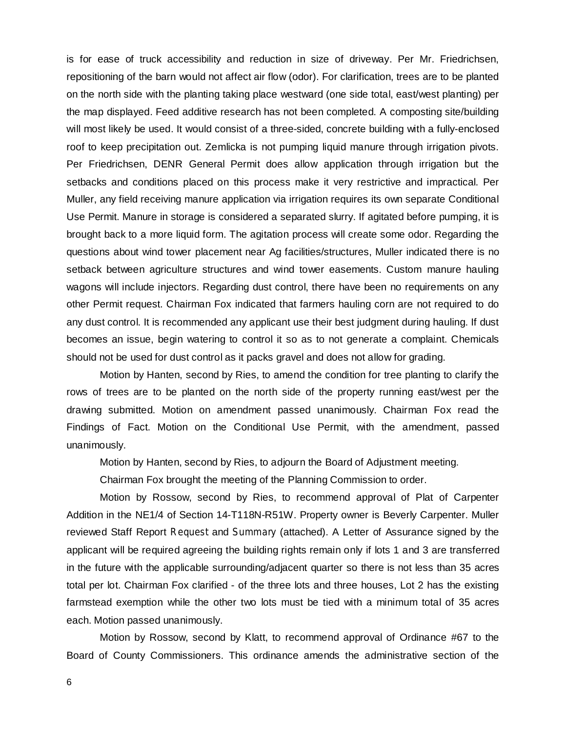is for ease of truck accessibility and reduction in size of driveway. Per Mr. Friedrichsen, repositioning of the barn would not affect air flow (odor). For clarification, trees are to be planted on the north side with the planting taking place westward (one side total, east/west planting) per the map displayed. Feed additive research has not been completed. A composting site/building will most likely be used. It would consist of a three-sided, concrete building with a fully-enclosed roof to keep precipitation out. Zemlicka is not pumping liquid manure through irrigation pivots. Per Friedrichsen, DENR General Permit does allow application through irrigation but the setbacks and conditions placed on this process make it very restrictive and impractical. Per Muller, any field receiving manure application via irrigation requires its own separate Conditional Use Permit. Manure in storage is considered a separated slurry. If agitated before pumping, it is brought back to a more liquid form. The agitation process will create some odor. Regarding the questions about wind tower placement near Ag facilities/structures, Muller indicated there is no setback between agriculture structures and wind tower easements. Custom manure hauling wagons will include injectors. Regarding dust control, there have been no requirements on any other Permit request. Chairman Fox indicated that farmers hauling corn are not required to do any dust control. It is recommended any applicant use their best judgment during hauling. If dust becomes an issue, begin watering to control it so as to not generate a complaint. Chemicals should not be used for dust control as it packs gravel and does not allow for grading.

Motion by Hanten, second by Ries, to amend the condition for tree planting to clarify the rows of trees are to be planted on the north side of the property running east/west per the drawing submitted. Motion on amendment passed unanimously. Chairman Fox read the Findings of Fact. Motion on the Conditional Use Permit, with the amendment, passed unanimously.

Motion by Hanten, second by Ries, to adjourn the Board of Adjustment meeting.

Chairman Fox brought the meeting of the Planning Commission to order.

Motion by Rossow, second by Ries, to recommend approval of Plat of Carpenter Addition in the NE1/4 of Section 14-T118N-R51W. Property owner is Beverly Carpenter. Muller reviewed Staff Report Request and Summary (attached). A Letter of Assurance signed by the applicant will be required agreeing the building rights remain only if lots 1 and 3 are transferred in the future with the applicable surrounding/adjacent quarter so there is not less than 35 acres total per lot. Chairman Fox clarified - of the three lots and three houses, Lot 2 has the existing farmstead exemption while the other two lots must be tied with a minimum total of 35 acres each. Motion passed unanimously.

Motion by Rossow, second by Klatt, to recommend approval of Ordinance #67 to the Board of County Commissioners. This ordinance amends the administrative section of the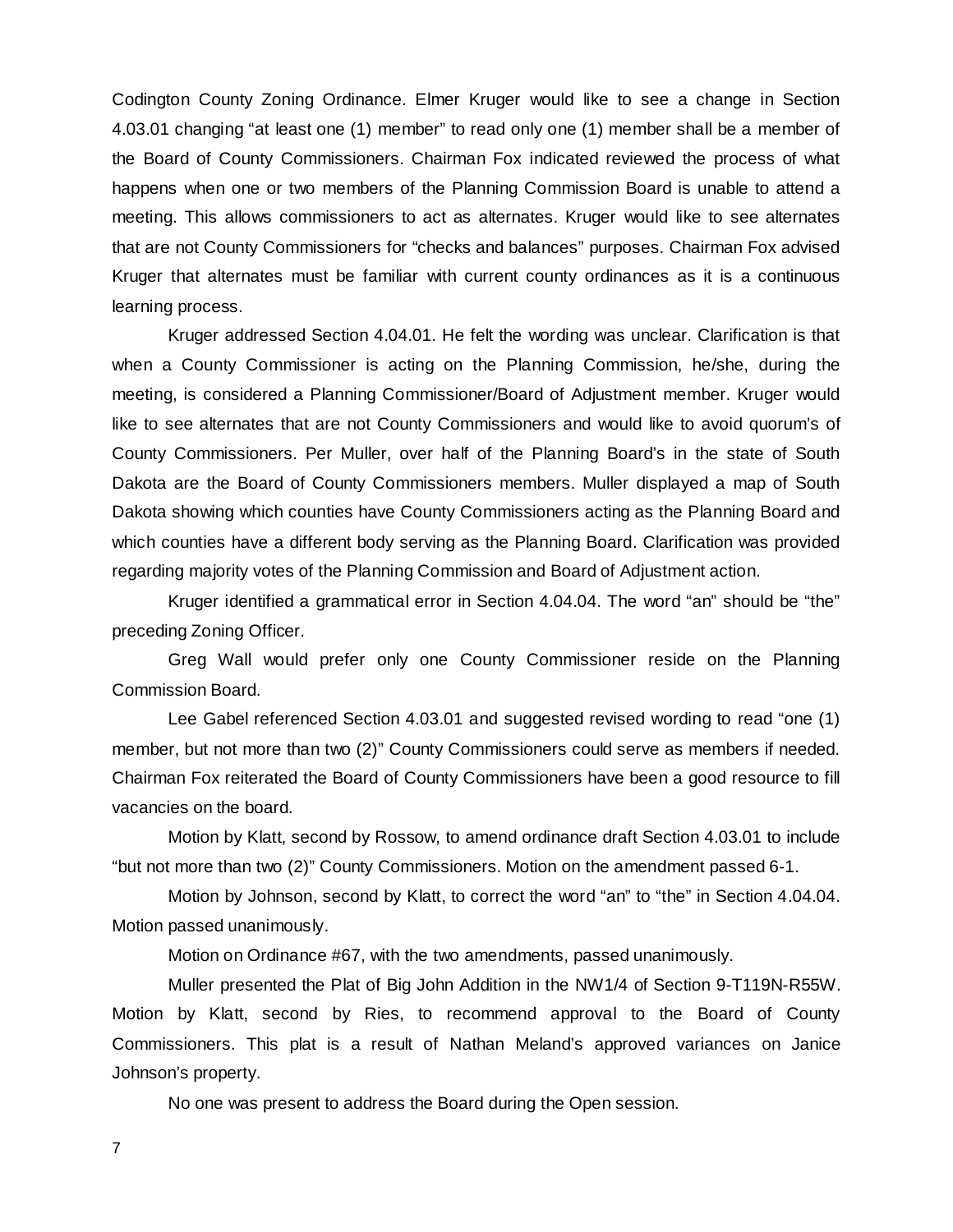Codington County Zoning Ordinance. Elmer Kruger would like to see a change in Section 4.03.01 changing "at least one (1) member" to read only one (1) member shall be a member of the Board of County Commissioners. Chairman Fox indicated reviewed the process of what happens when one or two members of the Planning Commission Board is unable to attend a meeting. This allows commissioners to act as alternates. Kruger would like to see alternates that are not County Commissioners for "checks and balances" purposes. Chairman Fox advised Kruger that alternates must be familiar with current county ordinances as it is a continuous learning process.

Kruger addressed Section 4.04.01. He felt the wording was unclear. Clarification is that when a County Commissioner is acting on the Planning Commission, he/she, during the meeting, is considered a Planning Commissioner/Board of Adjustment member. Kruger would like to see alternates that are not County Commissioners and would like to avoid quorum's of County Commissioners. Per Muller, over half of the Planning Board's in the state of South Dakota are the Board of County Commissioners members. Muller displayed a map of South Dakota showing which counties have County Commissioners acting as the Planning Board and which counties have a different body serving as the Planning Board. Clarification was provided regarding majority votes of the Planning Commission and Board of Adjustment action.

Kruger identified a grammatical error in Section 4.04.04. The word "an" should be "the" preceding Zoning Officer.

Greg Wall would prefer only one County Commissioner reside on the Planning Commission Board.

Lee Gabel referenced Section 4.03.01 and suggested revised wording to read "one (1) member, but not more than two (2)" County Commissioners could serve as members if needed. Chairman Fox reiterated the Board of County Commissioners have been a good resource to fill vacancies on the board.

Motion by Klatt, second by Rossow, to amend ordinance draft Section 4.03.01 to include "but not more than two (2)" County Commissioners. Motion on the amendment passed 6-1.

Motion by Johnson, second by Klatt, to correct the word "an" to "the" in Section 4.04.04. Motion passed unanimously.

Motion on Ordinance #67, with the two amendments, passed unanimously.

Muller presented the Plat of Big John Addition in the NW1/4 of Section 9-T119N-R55W. Motion by Klatt, second by Ries, to recommend approval to the Board of County Commissioners. This plat is a result of Nathan Meland's approved variances on Janice Johnson's property.

No one was present to address the Board during the Open session.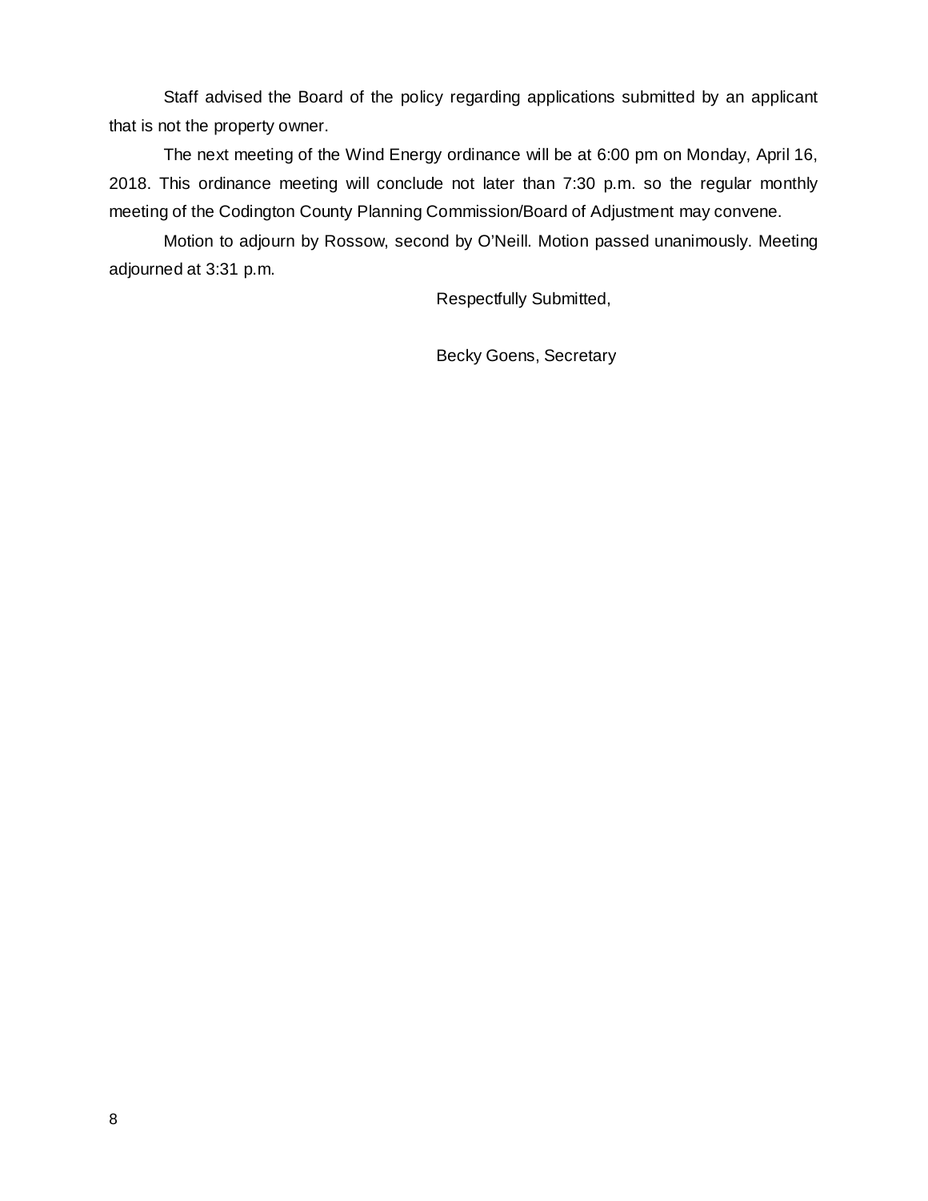Staff advised the Board of the policy regarding applications submitted by an applicant that is not the property owner.

The next meeting of the Wind Energy ordinance will be at 6:00 pm on Monday, April 16, 2018. This ordinance meeting will conclude not later than 7:30 p.m. so the regular monthly meeting of the Codington County Planning Commission/Board of Adjustment may convene.

Motion to adjourn by Rossow, second by O'Neill. Motion passed unanimously. Meeting adjourned at 3:31 p.m.

Respectfully Submitted,

Becky Goens, Secretary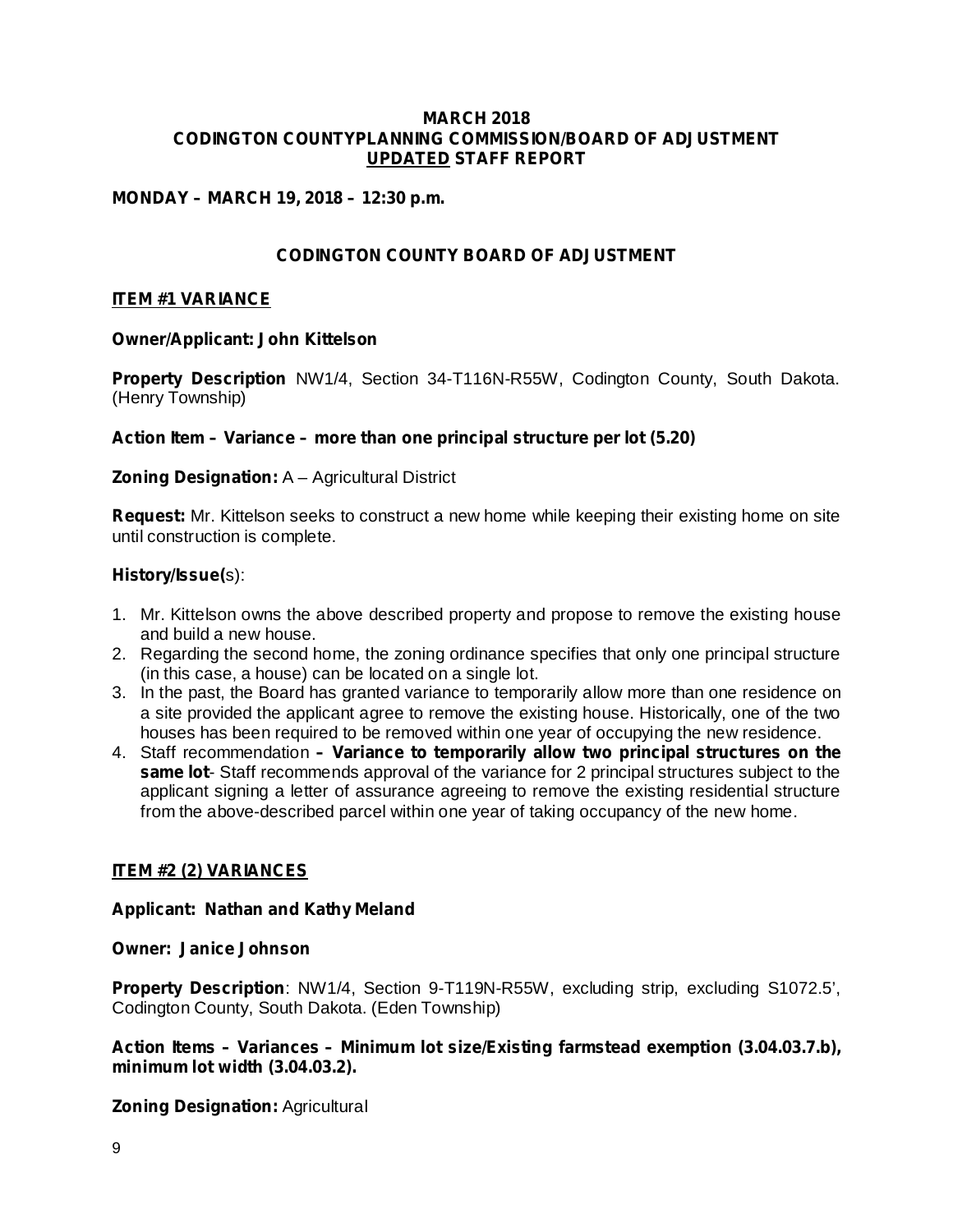**MARCH 2018**
**CODINGTON COUNTYPLANNING COMMISSION/BOARD OF ADJUSTMENT**
**UPDATED STAFF REPORT**

**MONDAY – MARCH 19, 2018 – 12:30 p.m.**

## CODINGTON COUNTY BOARD OF ADJUSTMENT

### ITEM #1 VARIANCE

**Owner/Applicant: John Kittelson**

**Property Description** NW1/4, Section 34-T116N-R55W, Codington County, South Dakota. (Henry Township)

**Action Item – Variance – more than one principal structure per lot (5.20)**

**Zoning Designation:** A – Agricultural District

**Request:** Mr. Kittelson seeks to construct a new home while keeping their existing home on site until construction is complete.

**History/Issue(**s):

1. Mr. Kittelson owns the above described property and propose to remove the existing house and build a new house.
2. Regarding the second home, the zoning ordinance specifies that only one principal structure (in this case, a house) can be located on a single lot.
3. In the past, the Board has granted variance to temporarily allow more than one residence on a site provided the applicant agree to remove the existing house. Historically, one of the two houses has been required to be removed within one year of occupying the new residence.
4. Staff recommendation **– Variance to temporarily allow two principal structures on the same lot**- Staff recommends approval of the variance for 2 principal structures subject to the applicant signing a letter of assurance agreeing to remove the existing residential structure from the above-described parcel within one year of taking occupancy of the new home.

### ITEM #2 (2) VARIANCES

**Applicant: Nathan and Kathy Meland**

**Owner: Janice Johnson**

**Property Description**: NW1/4, Section 9-T119N-R55W, excluding strip, excluding S1072.5', Codington County, South Dakota. (Eden Township)

**Action Items – Variances – Minimum lot size/Existing farmstead exemption (3.04.03.7.b), minimum lot width (3.04.03.2).**

**Zoning Designation:** Agricultural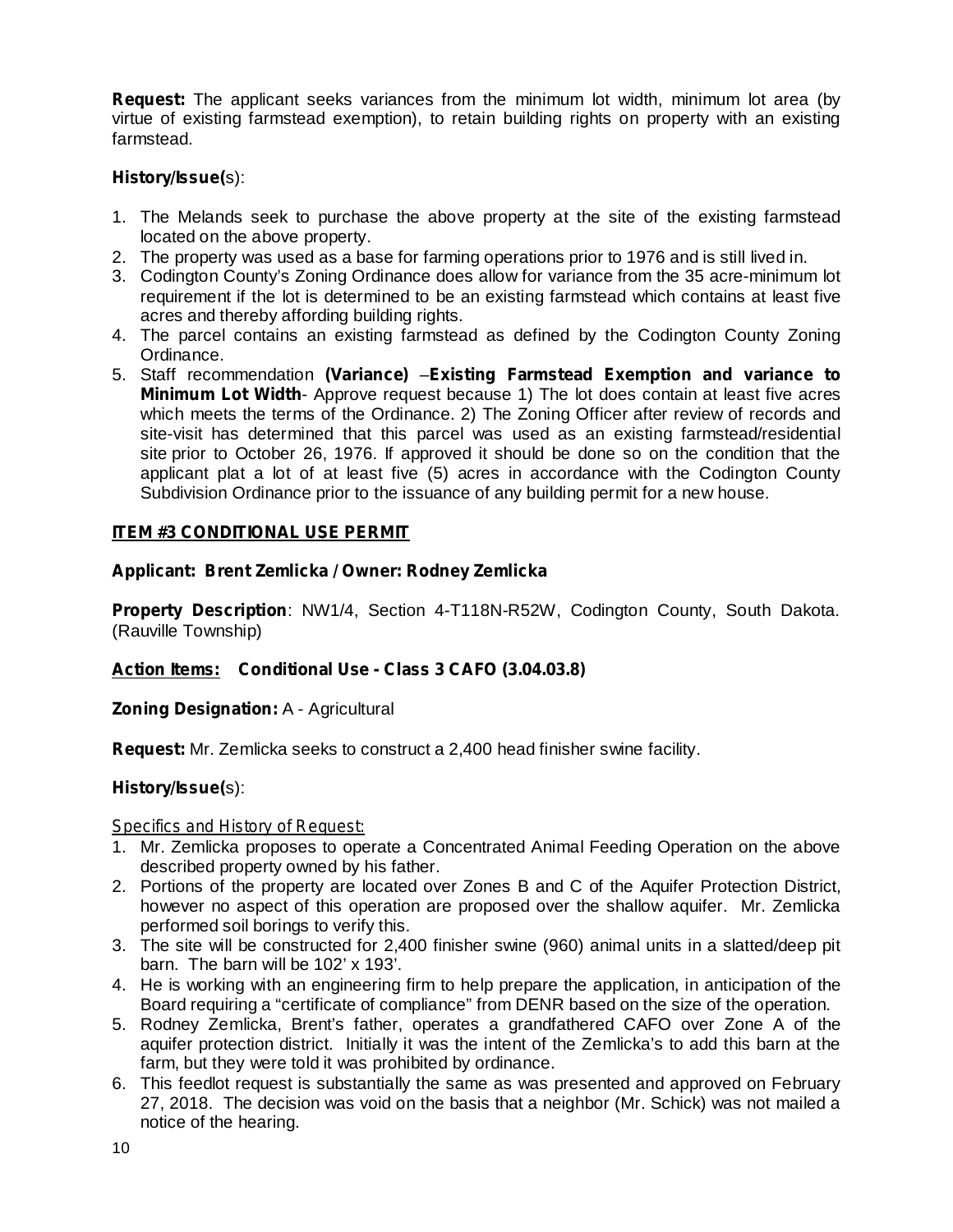**Request:** The applicant seeks variances from the minimum lot width, minimum lot area (by virtue of existing farmstead exemption), to retain building rights on property with an existing farmstead.

**History/Issue(**s):

1. The Melands seek to purchase the above property at the site of the existing farmstead located on the above property.
2. The property was used as a base for farming operations prior to 1976 and is still lived in.
3. Codington County's Zoning Ordinance does allow for variance from the 35 acre-minimum lot requirement if the lot is determined to be an existing farmstead which contains at least five acres and thereby affording building rights.
4. The parcel contains an existing farmstead as defined by the Codington County Zoning Ordinance.
5. Staff recommendation **(Variance)** –**Existing Farmstead Exemption and variance to Minimum Lot Width**- Approve request because 1) The lot does contain at least five acres which meets the terms of the Ordinance. 2) The Zoning Officer after review of records and site-visit has determined that this parcel was used as an existing farmstead/residential site prior to October 26, 1976. If approved it should be done so on the condition that the applicant plat a lot of at least five (5) acres in accordance with the Codington County Subdivision Ordinance prior to the issuance of any building permit for a new house.

## ITEM #3 CONDITIONAL USE PERMIT

**Applicant: Brent Zemlicka / Owner: Rodney Zemlicka**

**Property Description**: NW1/4, Section 4-T118N-R52W, Codington County, South Dakota. (Rauville Township)

**Action Items: Conditional Use - Class 3 CAFO (3.04.03.8)**

**Zoning Designation:** A - Agricultural

**Request:** Mr. Zemlicka seeks to construct a 2,400 head finisher swine facility.

**History/Issue(**s):

Specifics and History of Request:

1. Mr. Zemlicka proposes to operate a Concentrated Animal Feeding Operation on the above described property owned by his father.
2. Portions of the property are located over Zones B and C of the Aquifer Protection District, however no aspect of this operation are proposed over the shallow aquifer. Mr. Zemlicka performed soil borings to verify this.
3. The site will be constructed for 2,400 finisher swine (960) animal units in a slatted/deep pit barn. The barn will be 102' x 193'.
4. He is working with an engineering firm to help prepare the application, in anticipation of the Board requiring a "certificate of compliance" from DENR based on the size of the operation.
5. Rodney Zemlicka, Brent's father, operates a grandfathered CAFO over Zone A of the aquifer protection district. Initially it was the intent of the Zemlicka's to add this barn at the farm, but they were told it was prohibited by ordinance.
6. This feedlot request is substantially the same as was presented and approved on February 27, 2018. The decision was void on the basis that a neighbor (Mr. Schick) was not mailed a notice of the hearing.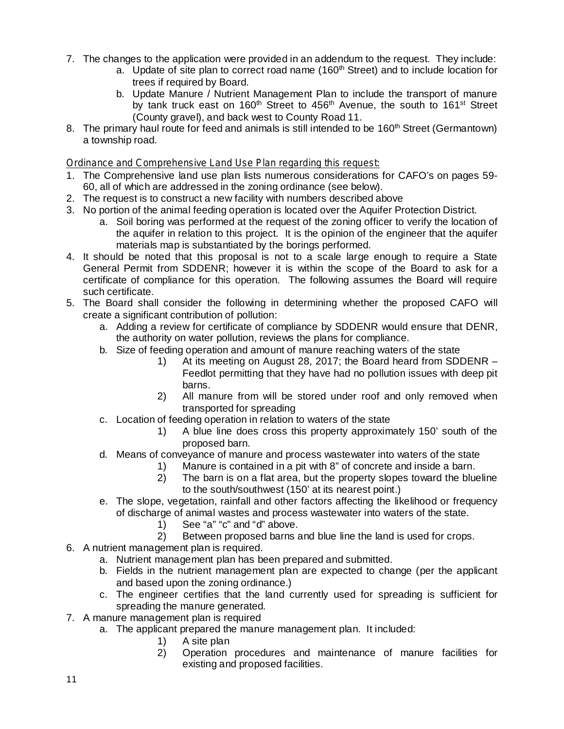7. The changes to the application were provided in an addendum to the request. They include:
    a. Update of site plan to correct road name (160th Street) and to include location for trees if required by Board.
    b. Update Manure / Nutrient Management Plan to include the transport of manure by tank truck east on 160th Street to 456th Avenue, the south to 161st Street (County gravel), and back west to County Road 11.
8. The primary haul route for feed and animals is still intended to be 160th Street (Germantown) a township road.

Ordinance and Comprehensive Land Use Plan regarding this request:

1. The Comprehensive land use plan lists numerous considerations for CAFO's on pages 59-60, all of which are addressed in the zoning ordinance (see below).
2. The request is to construct a new facility with numbers described above
3. No portion of the animal feeding operation is located over the Aquifer Protection District.
    a. Soil boring was performed at the request of the zoning officer to verify the location of the aquifer in relation to this project. It is the opinion of the engineer that the aquifer materials map is substantiated by the borings performed.
4. It should be noted that this proposal is not to a scale large enough to require a State General Permit from SDDENR; however it is within the scope of the Board to ask for a certificate of compliance for this operation. The following assumes the Board will require such certificate.
5. The Board shall consider the following in determining whether the proposed CAFO will create a significant contribution of pollution:
    a. Adding a review for certificate of compliance by SDDENR would ensure that DENR, the authority on water pollution, reviews the plans for compliance.
    b. Size of feeding operation and amount of manure reaching waters of the state
        1) At its meeting on August 28, 2017; the Board heard from SDDENR – Feedlot permitting that they have had no pollution issues with deep pit barns.
        2) All manure from will be stored under roof and only removed when transported for spreading
    c. Location of feeding operation in relation to waters of the state
        1) A blue line does cross this property approximately 150' south of the proposed barn.
    d. Means of conveyance of manure and process wastewater into waters of the state
        1) Manure is contained in a pit with 8" of concrete and inside a barn.
        2) The barn is on a flat area, but the property slopes toward the blueline to the south/southwest (150' at its nearest point.)
    e. The slope, vegetation, rainfall and other factors affecting the likelihood or frequency of discharge of animal wastes and process wastewater into waters of the state.
        1) See "a" "c" and "d" above.
        2) Between proposed barns and blue line the land is used for crops.
6. A nutrient management plan is required.
    a. Nutrient management plan has been prepared and submitted.
    b. Fields in the nutrient management plan are expected to change (per the applicant and based upon the zoning ordinance.)
    c. The engineer certifies that the land currently used for spreading is sufficient for spreading the manure generated.
7. A manure management plan is required
    a. The applicant prepared the manure management plan. It included:
        1) A site plan
        2) Operation procedures and maintenance of manure facilities for existing and proposed facilities.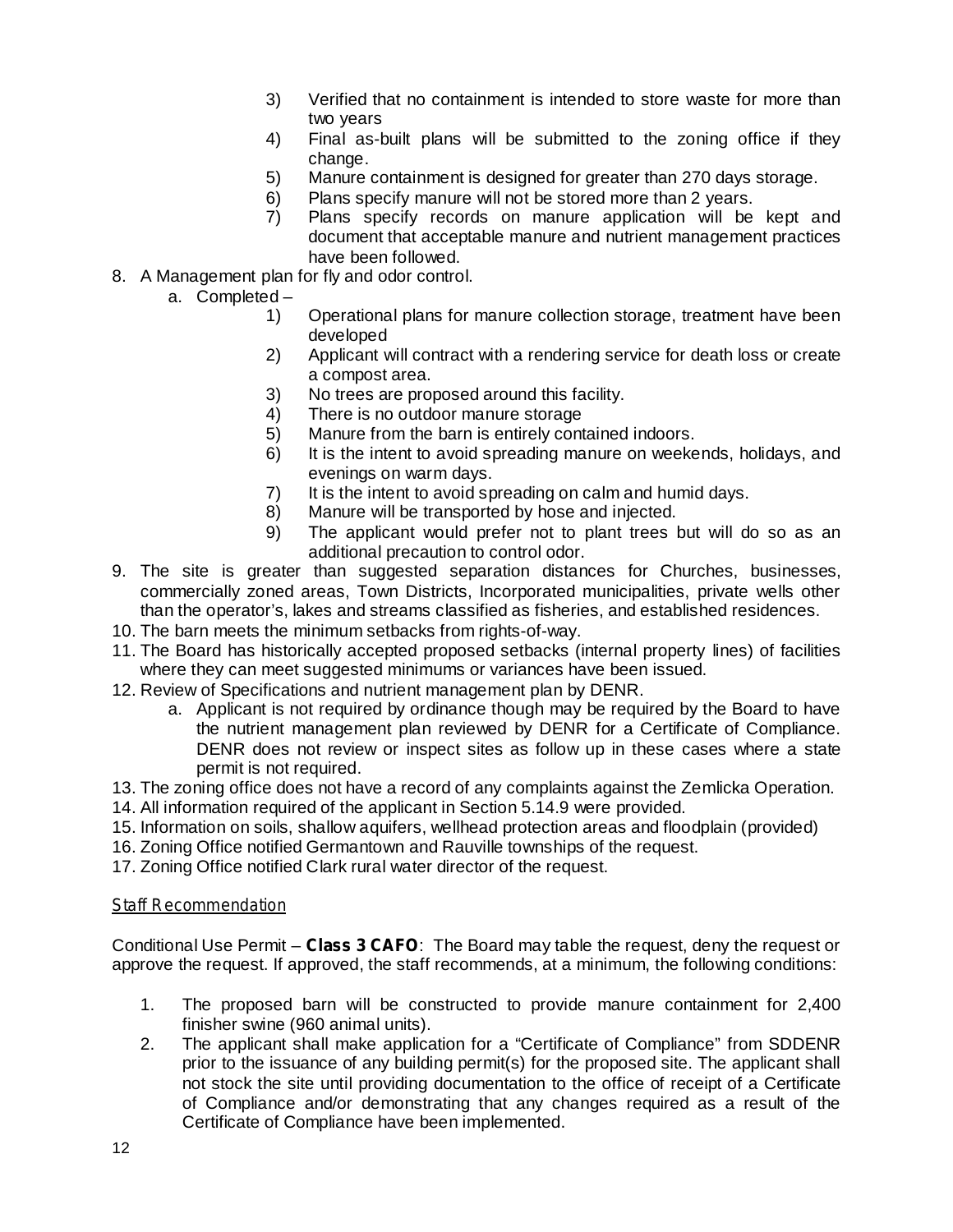3) Verified that no containment is intended to store waste for more than two years
4) Final as-built plans will be submitted to the zoning office if they change.
5) Manure containment is designed for greater than 270 days storage.
6) Plans specify manure will not be stored more than 2 years.
7) Plans specify records on manure application will be kept and document that acceptable manure and nutrient management practices have been followed.

8. A Management plan for fly and odor control.
   a. Completed –
      1) Operational plans for manure collection storage, treatment have been developed
      2) Applicant will contract with a rendering service for death loss or create a compost area.
      3) No trees are proposed around this facility.
      4) There is no outdoor manure storage
      5) Manure from the barn is entirely contained indoors.
      6) It is the intent to avoid spreading manure on weekends, holidays, and evenings on warm days.
      7) It is the intent to avoid spreading on calm and humid days.
      8) Manure will be transported by hose and injected.
      9) The applicant would prefer not to plant trees but will do so as an additional precaution to control odor.
9. The site is greater than suggested separation distances for Churches, businesses, commercially zoned areas, Town Districts, Incorporated municipalities, private wells other than the operator's, lakes and streams classified as fisheries, and established residences.
10. The barn meets the minimum setbacks from rights-of-way.
11. The Board has historically accepted proposed setbacks (internal property lines) of facilities where they can meet suggested minimums or variances have been issued.
12. Review of Specifications and nutrient management plan by DENR.
    a. Applicant is not required by ordinance though may be required by the Board to have the nutrient management plan reviewed by DENR for a Certificate of Compliance. DENR does not review or inspect sites as follow up in these cases where a state permit is not required.
13. The zoning office does not have a record of any complaints against the Zemlicka Operation.
14. All information required of the applicant in Section 5.14.9 were provided.
15. Information on soils, shallow aquifers, wellhead protection areas and floodplain (provided)
16. Zoning Office notified Germantown and Rauville townships of the request.
17. Zoning Office notified Clark rural water director of the request.

## Staff Recommendation

Conditional Use Permit – **Class 3 CAFO**: The Board may table the request, deny the request or approve the request. If approved, the staff recommends, at a minimum, the following conditions:

1. The proposed barn will be constructed to provide manure containment for 2,400 finisher swine (960 animal units).
2. The applicant shall make application for a "Certificate of Compliance" from SDDENR prior to the issuance of any building permit(s) for the proposed site. The applicant shall not stock the site until providing documentation to the office of receipt of a Certificate of Compliance and/or demonstrating that any changes required as a result of the Certificate of Compliance have been implemented.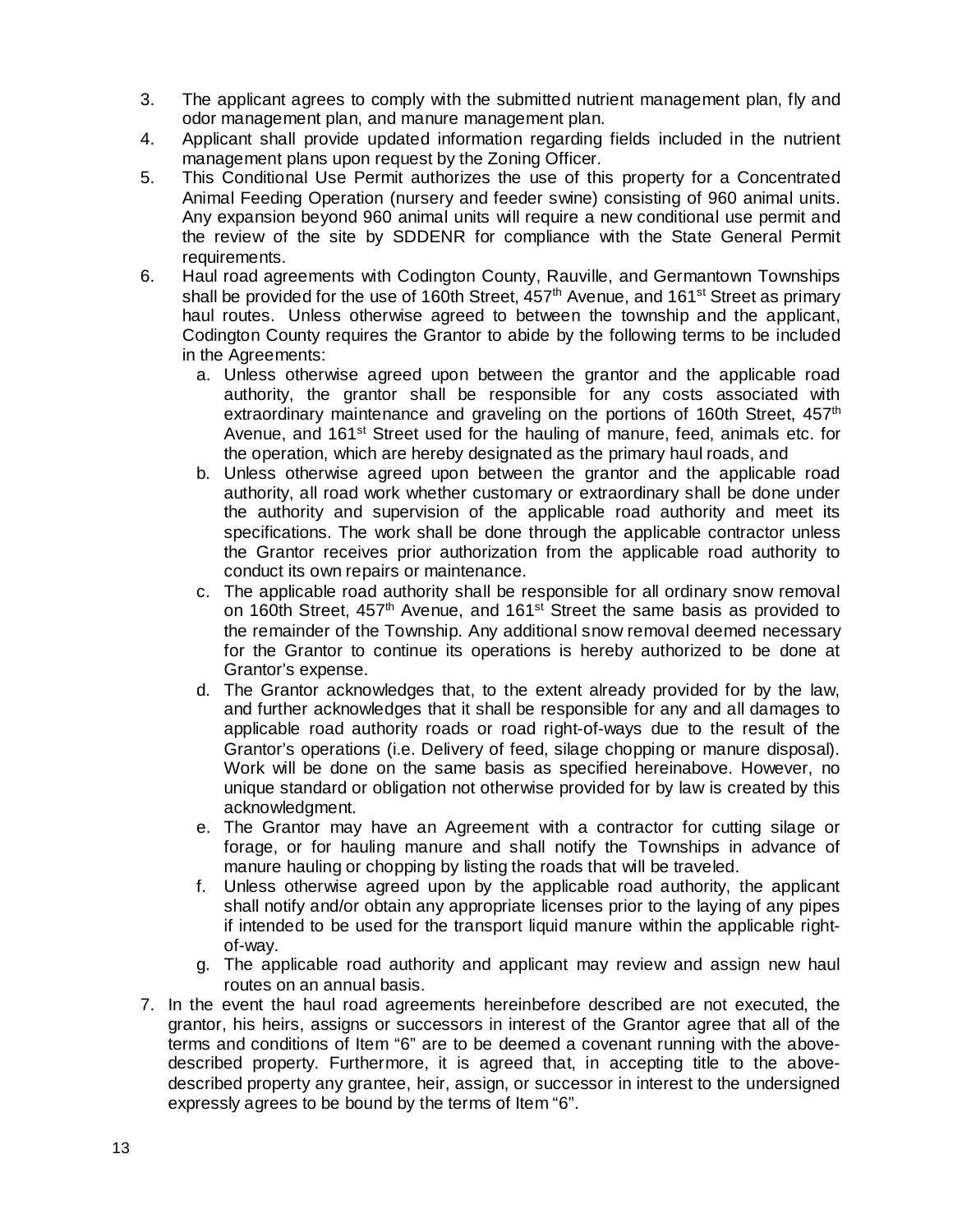3. The applicant agrees to comply with the submitted nutrient management plan, fly and odor management plan, and manure management plan.
4. Applicant shall provide updated information regarding fields included in the nutrient management plans upon request by the Zoning Officer.
5. This Conditional Use Permit authorizes the use of this property for a Concentrated Animal Feeding Operation (nursery and feeder swine) consisting of 960 animal units. Any expansion beyond 960 animal units will require a new conditional use permit and the review of the site by SDDENR for compliance with the State General Permit requirements.
6. Haul road agreements with Codington County, Rauville, and Germantown Townships shall be provided for the use of 160th Street, 457th Avenue, and 161st Street as primary haul routes. Unless otherwise agreed to between the township and the applicant, Codington County requires the Grantor to abide by the following terms to be included in the Agreements:
   a. Unless otherwise agreed upon between the grantor and the applicable road authority, the grantor shall be responsible for any costs associated with extraordinary maintenance and graveling on the portions of 160th Street, 457th Avenue, and 161st Street used for the hauling of manure, feed, animals etc. for the operation, which are hereby designated as the primary haul roads, and
   b. Unless otherwise agreed upon between the grantor and the applicable road authority, all road work whether customary or extraordinary shall be done under the authority and supervision of the applicable road authority and meet its specifications. The work shall be done through the applicable contractor unless the Grantor receives prior authorization from the applicable road authority to conduct its own repairs or maintenance.
   c. The applicable road authority shall be responsible for all ordinary snow removal on 160th Street, 457th Avenue, and 161st Street the same basis as provided to the remainder of the Township. Any additional snow removal deemed necessary for the Grantor to continue its operations is hereby authorized to be done at Grantor's expense.
   d. The Grantor acknowledges that, to the extent already provided for by the law, and further acknowledges that it shall be responsible for any and all damages to applicable road authority roads or road right-of-ways due to the result of the Grantor's operations (i.e. Delivery of feed, silage chopping or manure disposal). Work will be done on the same basis as specified hereinabove. However, no unique standard or obligation not otherwise provided for by law is created by this acknowledgment.
   e. The Grantor may have an Agreement with a contractor for cutting silage or forage, or for hauling manure and shall notify the Townships in advance of manure hauling or chopping by listing the roads that will be traveled.
   f. Unless otherwise agreed upon by the applicable road authority, the applicant shall notify and/or obtain any appropriate licenses prior to the laying of any pipes if intended to be used for the transport liquid manure within the applicable right-of-way.
   g. The applicable road authority and applicant may review and assign new haul routes on an annual basis.
7. In the event the haul road agreements hereinbefore described are not executed, the grantor, his heirs, assigns or successors in interest of the Grantor agree that all of the terms and conditions of Item "6" are to be deemed a covenant running with the above-described property. Furthermore, it is agreed that, in accepting title to the above-described property any grantee, heir, assign, or successor in interest to the undersigned expressly agrees to be bound by the terms of Item "6".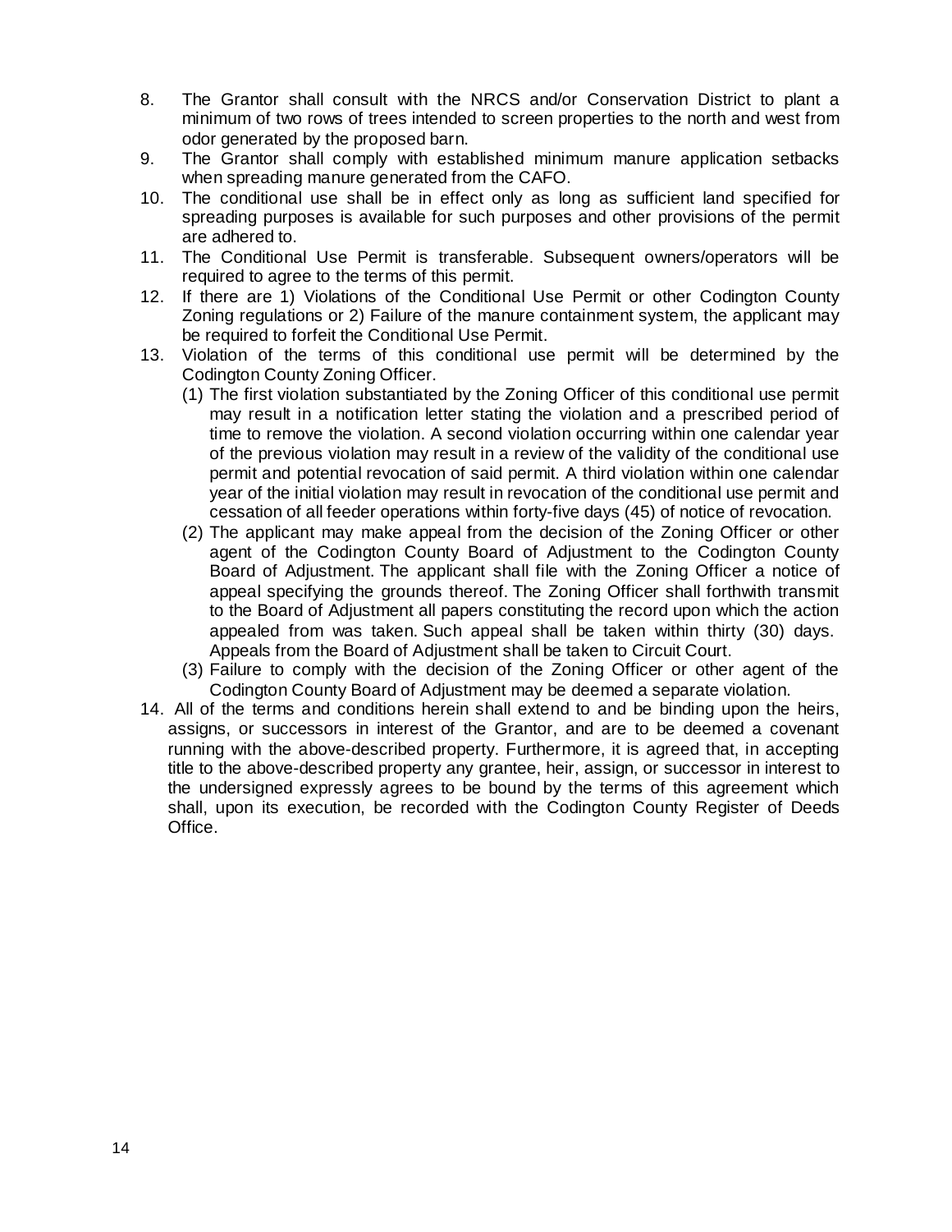8. The Grantor shall consult with the NRCS and/or Conservation District to plant a minimum of two rows of trees intended to screen properties to the north and west from odor generated by the proposed barn.
9. The Grantor shall comply with established minimum manure application setbacks when spreading manure generated from the CAFO.
10. The conditional use shall be in effect only as long as sufficient land specified for spreading purposes is available for such purposes and other provisions of the permit are adhered to.
11. The Conditional Use Permit is transferable. Subsequent owners/operators will be required to agree to the terms of this permit.
12. If there are 1) Violations of the Conditional Use Permit or other Codington County Zoning regulations or 2) Failure of the manure containment system, the applicant may be required to forfeit the Conditional Use Permit.
13. Violation of the terms of this conditional use permit will be determined by the Codington County Zoning Officer.
    (1) The first violation substantiated by the Zoning Officer of this conditional use permit may result in a notification letter stating the violation and a prescribed period of time to remove the violation. A second violation occurring within one calendar year of the previous violation may result in a review of the validity of the conditional use permit and potential revocation of said permit. A third violation within one calendar year of the initial violation may result in revocation of the conditional use permit and cessation of all feeder operations within forty-five days (45) of notice of revocation.
    (2) The applicant may make appeal from the decision of the Zoning Officer or other agent of the Codington County Board of Adjustment to the Codington County Board of Adjustment. The applicant shall file with the Zoning Officer a notice of appeal specifying the grounds thereof. The Zoning Officer shall forthwith transmit to the Board of Adjustment all papers constituting the record upon which the action appealed from was taken. Such appeal shall be taken within thirty (30) days. Appeals from the Board of Adjustment shall be taken to Circuit Court.
    (3) Failure to comply with the decision of the Zoning Officer or other agent of the Codington County Board of Adjustment may be deemed a separate violation.
14. All of the terms and conditions herein shall extend to and be binding upon the heirs, assigns, or successors in interest of the Grantor, and are to be deemed a covenant running with the above-described property. Furthermore, it is agreed that, in accepting title to the above-described property any grantee, heir, assign, or successor in interest to the undersigned expressly agrees to be bound by the terms of this agreement which shall, upon its execution, be recorded with the Codington County Register of Deeds Office.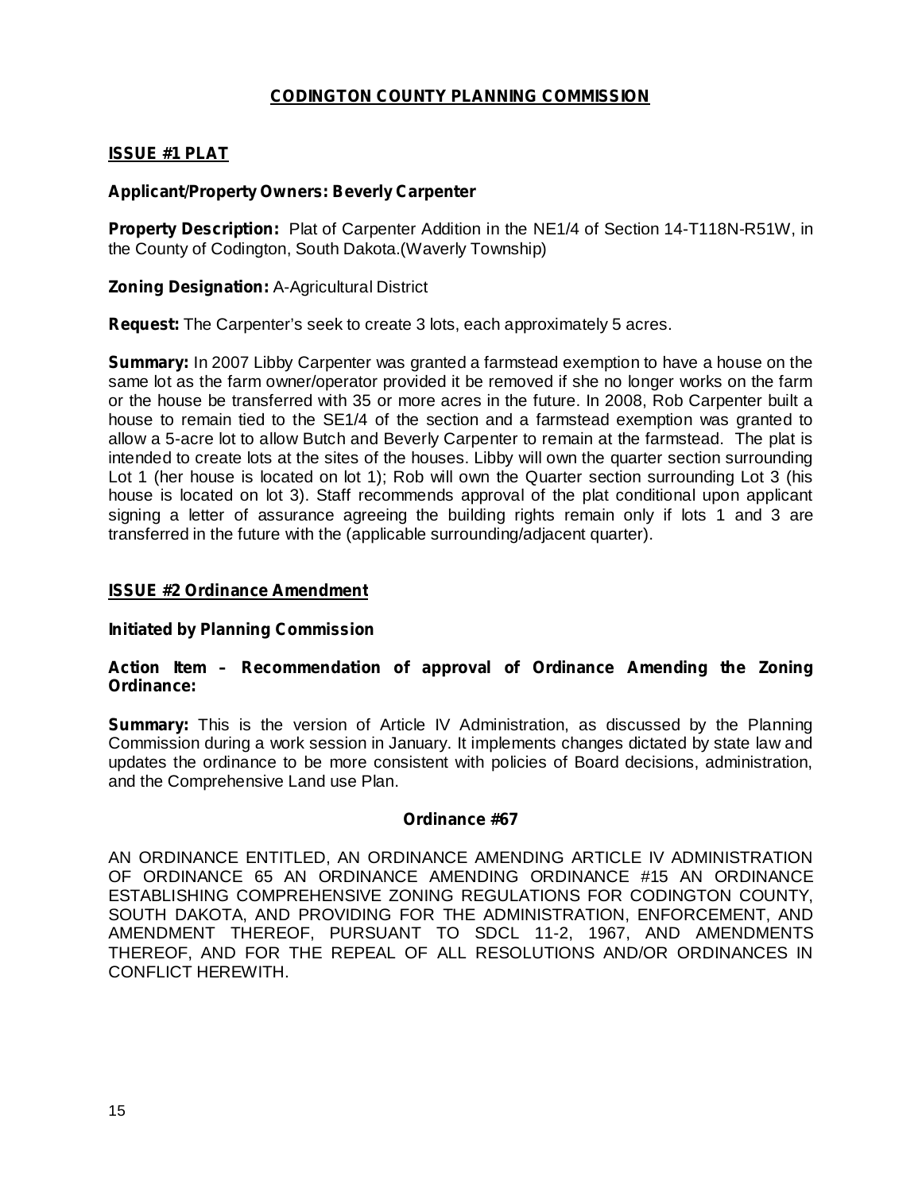# CODINGTON COUNTY PLANNING COMMISSION

## ISSUE #1 PLAT

**Applicant/Property Owners: Beverly Carpenter**

**Property Description:** Plat of Carpenter Addition in the NE1/4 of Section 14-T118N-R51W, in the County of Codington, South Dakota.(Waverly Township)

**Zoning Designation:** A-Agricultural District

**Request:** The Carpenter's seek to create 3 lots, each approximately 5 acres.

**Summary:** In 2007 Libby Carpenter was granted a farmstead exemption to have a house on the same lot as the farm owner/operator provided it be removed if she no longer works on the farm or the house be transferred with 35 or more acres in the future. In 2008, Rob Carpenter built a house to remain tied to the SE1/4 of the section and a farmstead exemption was granted to allow a 5-acre lot to allow Butch and Beverly Carpenter to remain at the farmstead. The plat is intended to create lots at the sites of the houses. Libby will own the quarter section surrounding Lot 1 (her house is located on lot 1); Rob will own the Quarter section surrounding Lot 3 (his house is located on lot 3). Staff recommends approval of the plat conditional upon applicant signing a letter of assurance agreeing the building rights remain only if lots 1 and 3 are transferred in the future with the (applicable surrounding/adjacent quarter).

## ISSUE #2 Ordinance Amendment

**Initiated by Planning Commission**

**Action Item – Recommendation of approval of Ordinance Amending the Zoning Ordinance:**

**Summary:** This is the version of Article IV Administration, as discussed by the Planning Commission during a work session in January. It implements changes dictated by state law and updates the ordinance to be more consistent with policies of Board decisions, administration, and the Comprehensive Land use Plan.

**Ordinance #67**

AN ORDINANCE ENTITLED, AN ORDINANCE AMENDING ARTICLE IV ADMINISTRATION OF ORDINANCE 65 AN ORDINANCE AMENDING ORDINANCE #15 AN ORDINANCE ESTABLISHING COMPREHENSIVE ZONING REGULATIONS FOR CODINGTON COUNTY, SOUTH DAKOTA, AND PROVIDING FOR THE ADMINISTRATION, ENFORCEMENT, AND AMENDMENT THEREOF, PURSUANT TO SDCL 11-2, 1967, AND AMENDMENTS THEREOF, AND FOR THE REPEAL OF ALL RESOLUTIONS AND/OR ORDINANCES IN CONFLICT HEREWITH.